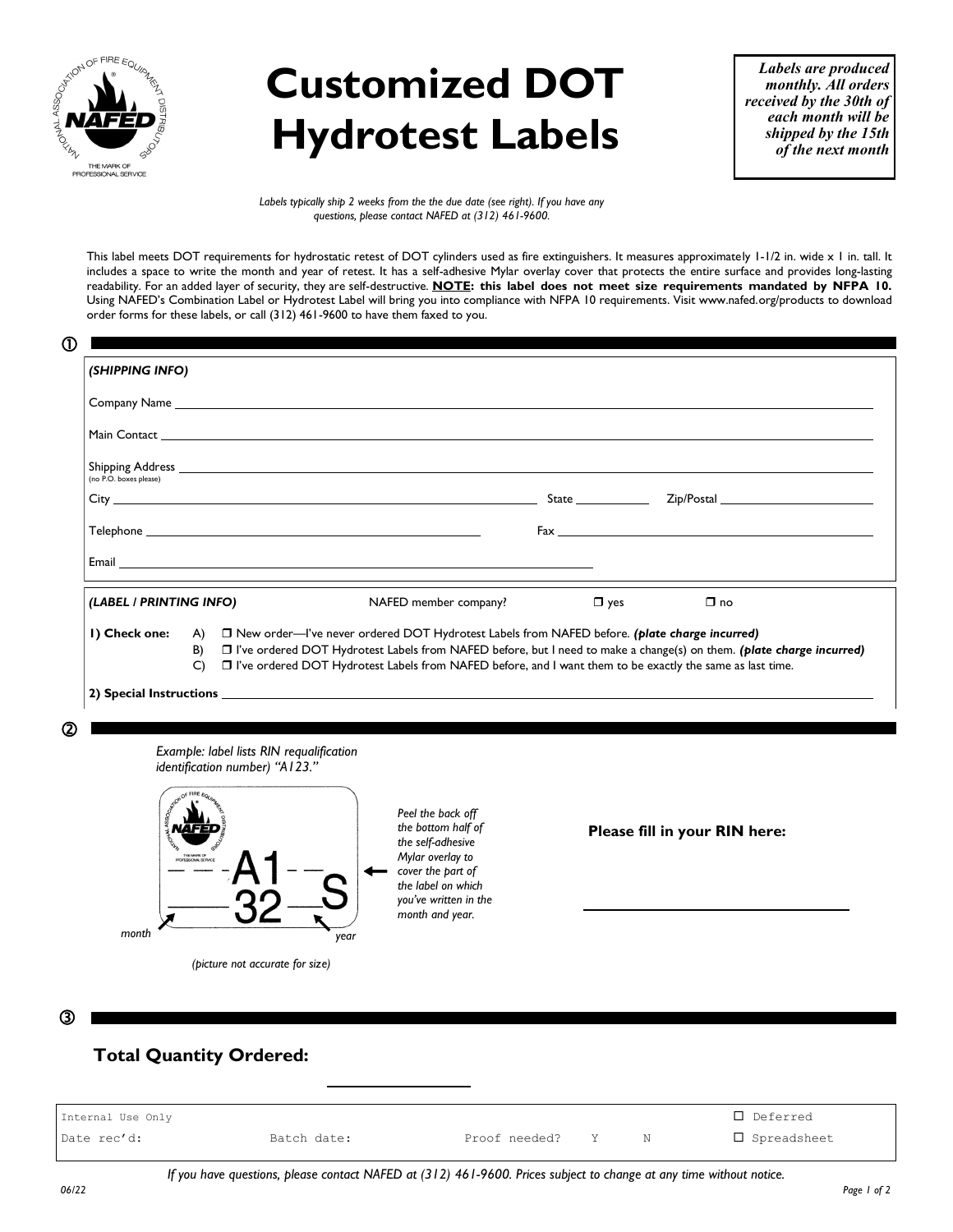# Customized DOT Hydrotest Labels

***Labels are produced monthly. All orders received by the 30th of each month will be shipped by the 15th of the next month***

*Labels typically ship 2 weeks from the the due date (see right). If you have any questions, please contact NAFED at (312) 461-9600.*

This label meets DOT requirements for hydrostatic retest of DOT cylinders used as fire extinguishers. It measures approximately 1-1/2 in. wide x 1 in. tall. It includes a space to write the month and year of retest. It has a self-adhesive Mylar overlay cover that protects the entire surface and provides long-lasting readability. For an added layer of security, they are self-destructive. **NOTE: this label does not meet size requirements mandated by NFPA 10.** Using NAFED's Combination Label or Hydrotest Label will bring you into compliance with NFPA 10 requirements. Visit www.nafed.org/products to download order forms for these labels, or call (312) 461-9600 to have them faxed to you.

## ①

***(SHIPPING INFO)***

Company Name ______________________________

Main Contact ______________________________

Shipping Address ______________________________
(no P.O. boxes please)

City ______________________ State __________ Zip/Postal __________

Telephone ______________________ Fax ______________________

Email ______________________________

***(LABEL / PRINTING INFO)*** NAFED member company? ☐ yes ☐ no

**1) Check one:**
- A) ☐ New order—I've never ordered DOT Hydrotest Labels from NAFED before. ***(plate charge incurred)***
- B) ☐ I've ordered DOT Hydrotest Labels from NAFED before, but I need to make a change(s) on them. ***(plate charge incurred)***
- C) ☐ I've ordered DOT Hydrotest Labels from NAFED before, and I want them to be exactly the same as last time.

**2) Special Instructions** ______________________________

## ②

*Example: label lists RIN requalification identification number) "A123."*

A1 / 32 S — month / year

*(picture not accurate for size)*

*Peel the back off the bottom half of the self-adhesive Mylar overlay to cover the part of the label on which you've written in the month and year.*

**Please fill in your RIN here:** ______________________

## ③

### Total Quantity Ordered: ______________

| Internal Use Only | | | | | ☐ Deferred |
|---|---|---|---|---|---|
| Date rec'd: | Batch date: | Proof needed? | Y | N | ☐ Spreadsheet |

*If you have questions, please contact NAFED at (312) 461-9600. Prices subject to change at any time without notice.*

*06/22*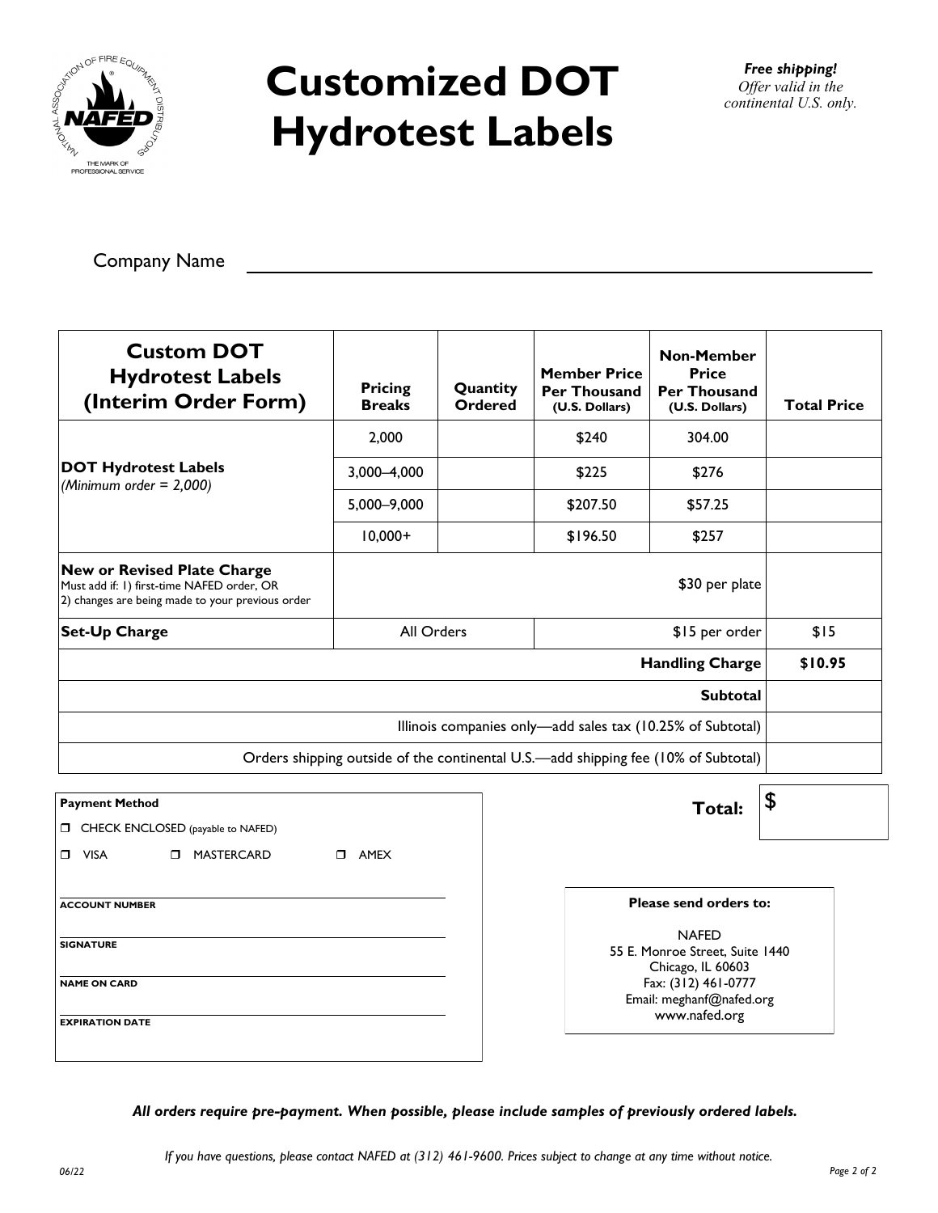# Customized DOT Hydrotest Labels

***Free shipping!***
*Offer valid in the continental U.S. only.*

Company Name ______________________________

| **Custom DOT Hydrotest Labels (Interim Order Form)** | **Pricing Breaks** | **Quantity Ordered** | **Member Price Per Thousand** (U.S. Dollars) | **Non-Member Price Per Thousand** (U.S. Dollars) | **Total Price** |
|---|---|---|---|---|---|
| **DOT Hydrotest Labels** *(Minimum order = 2,000)* | 2,000 | | $240 | 304.00 | |
| | 3,000–4,000 | | $225 | $276 | |
| | 5,000–9,000 | | $207.50 | $57.25 | |
| | 10,000+ | | $196.50 | $257 | |
| **New or Revised Plate Charge** Must add if: 1) first-time NAFED order, OR 2) changes are being made to your previous order | $30 per plate | | | | |
| **Set-Up Charge** | All Orders | | $15 per order | | $15 |
| | | | | **Handling Charge** | **$10.95** |
| | | | | **Subtotal** | |
| | | | | Illinois companies only—add sales tax (10.25% of Subtotal) | |
| | | | | Orders shipping outside of the continental U.S.—add shipping fee (10% of Subtotal) | |

**Total:** $

**Payment Method**

- ☐ CHECK ENCLOSED (payable to NAFED)
- ☐ VISA ☐ MASTERCARD ☐ AMEX

**ACCOUNT NUMBER** ______________________________

**SIGNATURE** ______________________________

**NAME ON CARD** ______________________________

**EXPIRATION DATE** ______________________________

**Please send orders to:**

NAFED
55 E. Monroe Street, Suite 1440
Chicago, IL 60603
Fax: (312) 461-0777
Email: meghanf@nafed.org
www.nafed.org

***All orders require pre-payment. When possible, please include samples of previously ordered labels.***

*If you have questions, please contact NAFED at (312) 461-9600. Prices subject to change at any time without notice.*

*06/22*